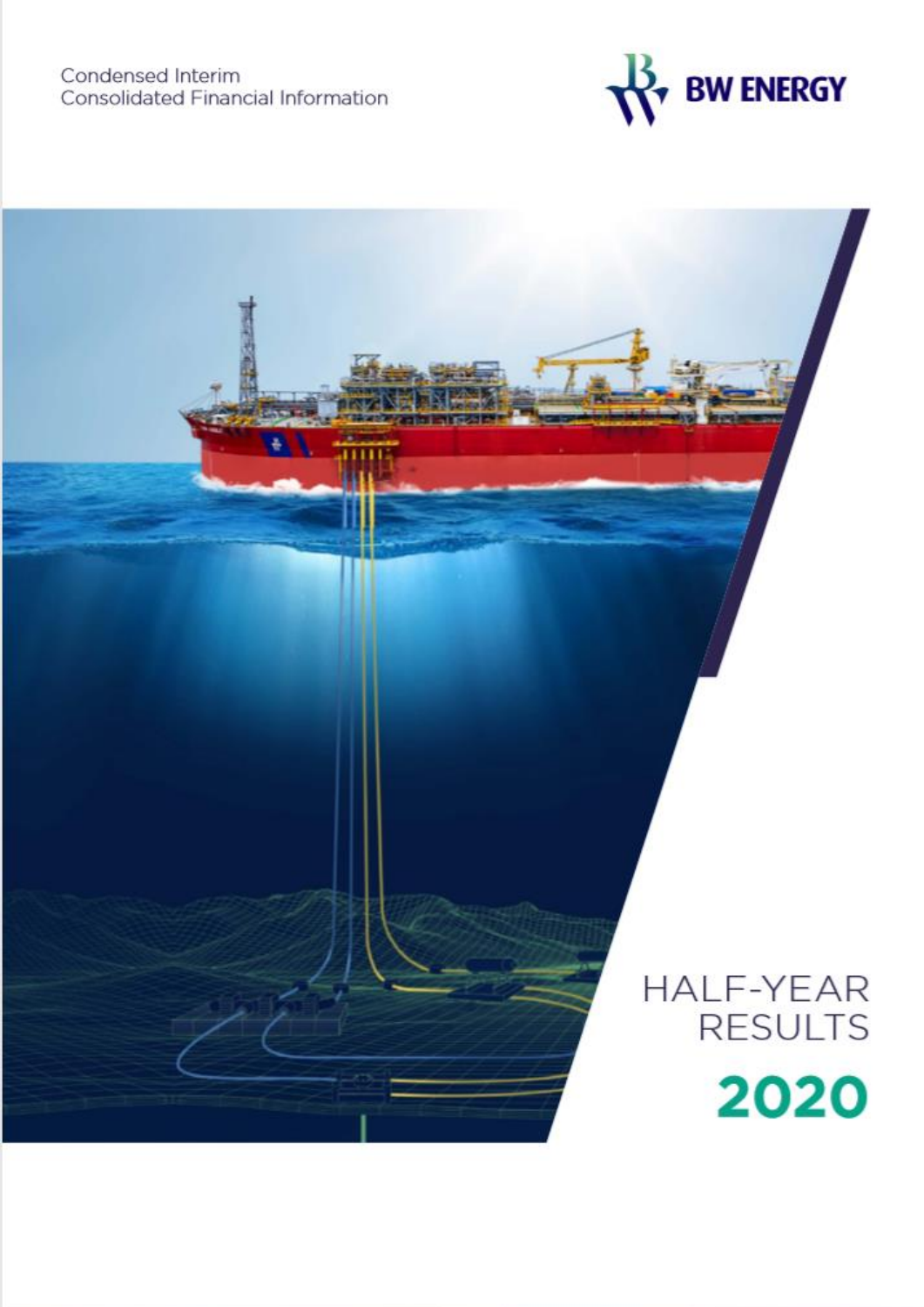Condensed Interim
Consolidated Financial Information

BW ENERGY

# HALF-YEAR RESULTS 2020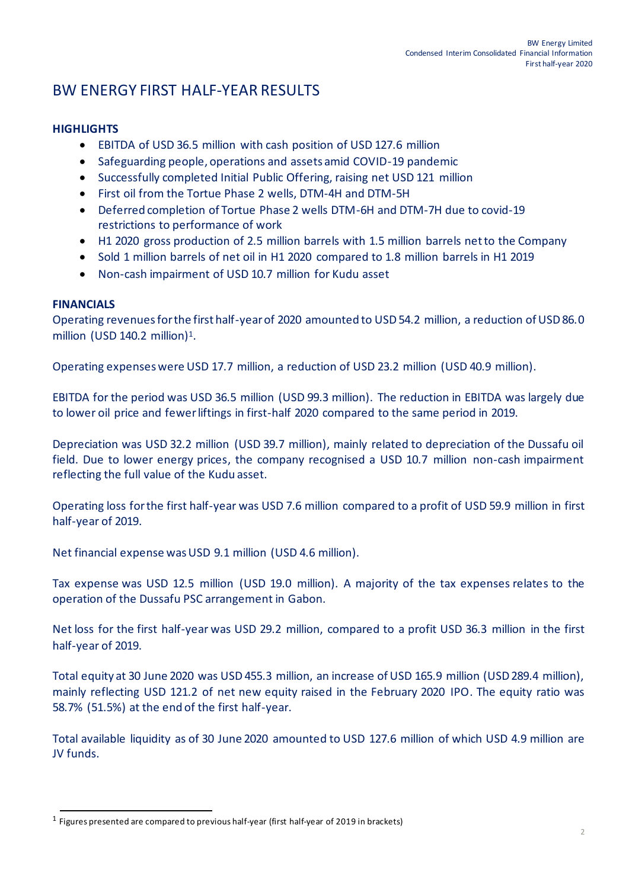# BW ENERGY FIRST HALF-YEAR RESULTS

**HIGHLIGHTS**

- EBITDA of USD 36.5 million with cash position of USD 127.6 million
- Safeguarding people, operations and assets amid COVID-19 pandemic
- Successfully completed Initial Public Offering, raising net USD 121 million
- First oil from the Tortue Phase 2 wells, DTM-4H and DTM-5H
- Deferred completion of Tortue Phase 2 wells DTM-6H and DTM-7H due to covid-19 restrictions to performance of work
- H1 2020 gross production of 2.5 million barrels with 1.5 million barrels net to the Company
- Sold 1 million barrels of net oil in H1 2020 compared to 1.8 million barrels in H1 2019
- Non-cash impairment of USD 10.7 million for Kudu asset

**FINANCIALS**

Operating revenues for the first half-year of 2020 amounted to USD 54.2 million, a reduction of USD 86.0 million (USD 140.2 million)[1].

Operating expenses were USD 17.7 million, a reduction of USD 23.2 million (USD 40.9 million).

EBITDA for the period was USD 36.5 million (USD 99.3 million). The reduction in EBITDA was largely due to lower oil price and fewer liftings in first-half 2020 compared to the same period in 2019.

Depreciation was USD 32.2 million (USD 39.7 million), mainly related to depreciation of the Dussafu oil field. Due to lower energy prices, the company recognised a USD 10.7 million non-cash impairment reflecting the full value of the Kudu asset.

Operating loss for the first half-year was USD 7.6 million compared to a profit of USD 59.9 million in first half-year of 2019.

Net financial expense was USD 9.1 million (USD 4.6 million).

Tax expense was USD 12.5 million (USD 19.0 million). A majority of the tax expenses relates to the operation of the Dussafu PSC arrangement in Gabon.

Net loss for the first half-year was USD 29.2 million, compared to a profit USD 36.3 million in the first half-year of 2019.

Total equity at 30 June 2020 was USD 455.3 million, an increase of USD 165.9 million (USD 289.4 million), mainly reflecting USD 121.2 of net new equity raised in the February 2020 IPO. The equity ratio was 58.7% (51.5%) at the end of the first half-year.

Total available liquidity as of 30 June 2020 amounted to USD 127.6 million of which USD 4.9 million are JV funds.

---

[1] Figures presented are compared to previous half-year (first half-year of 2019 in brackets)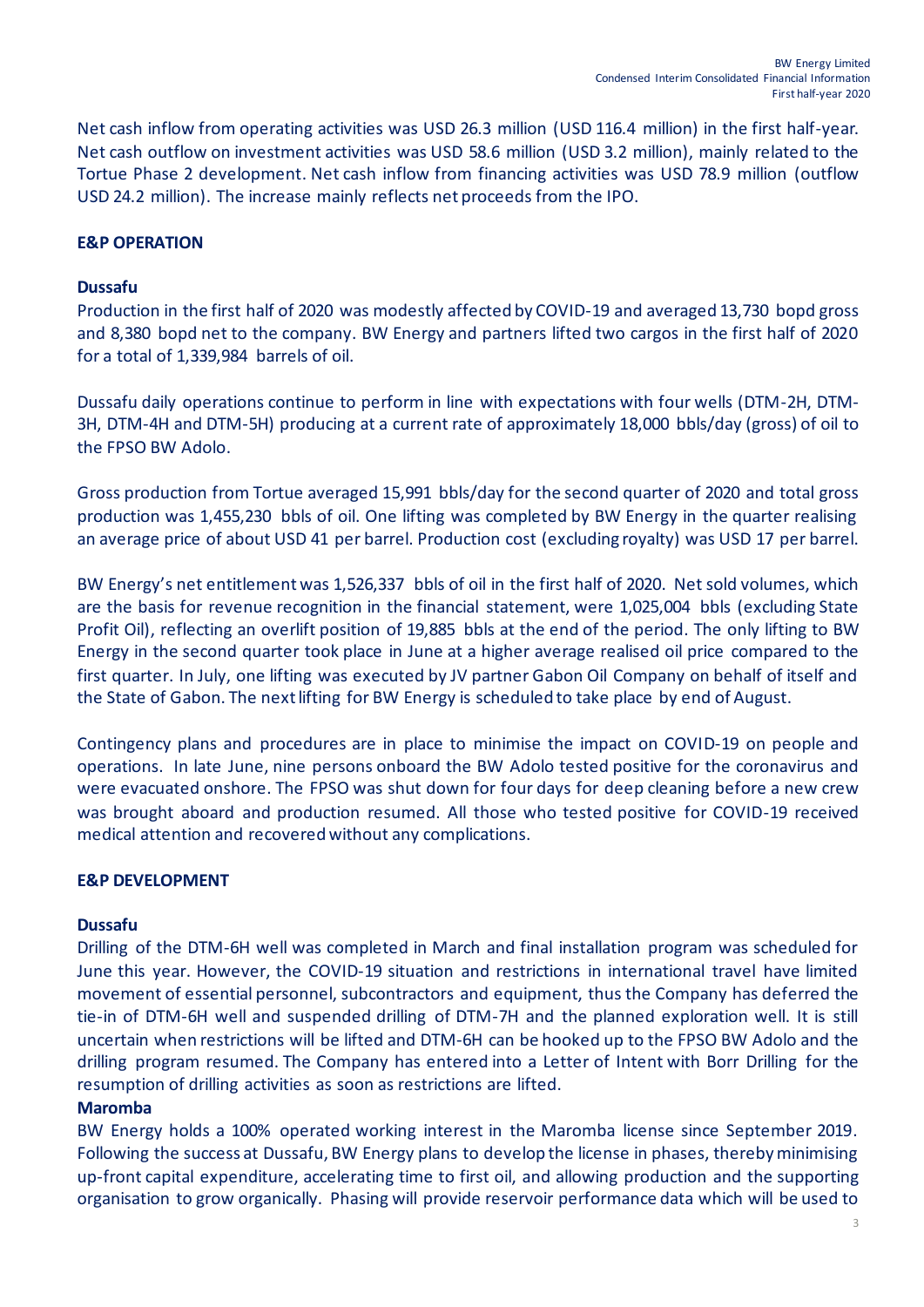Net cash inflow from operating activities was USD 26.3 million (USD 116.4 million) in the first half-year. Net cash outflow on investment activities was USD 58.6 million (USD 3.2 million), mainly related to the Tortue Phase 2 development. Net cash inflow from financing activities was USD 78.9 million (outflow USD 24.2 million). The increase mainly reflects net proceeds from the IPO.

## E&P OPERATION

### Dussafu

Production in the first half of 2020 was modestly affected by COVID-19 and averaged 13,730 bopd gross and 8,380 bopd net to the company. BW Energy and partners lifted two cargos in the first half of 2020 for a total of 1,339,984 barrels of oil.

Dussafu daily operations continue to perform in line with expectations with four wells (DTM-2H, DTM-3H, DTM-4H and DTM-5H) producing at a current rate of approximately 18,000 bbls/day (gross) of oil to the FPSO BW Adolo.

Gross production from Tortue averaged 15,991 bbls/day for the second quarter of 2020 and total gross production was 1,455,230 bbls of oil. One lifting was completed by BW Energy in the quarter realising an average price of about USD 41 per barrel. Production cost (excluding royalty) was USD 17 per barrel.

BW Energy's net entitlement was 1,526,337 bbls of oil in the first half of 2020. Net sold volumes, which are the basis for revenue recognition in the financial statement, were 1,025,004 bbls (excluding State Profit Oil), reflecting an overlift position of 19,885 bbls at the end of the period. The only lifting to BW Energy in the second quarter took place in June at a higher average realised oil price compared to the first quarter. In July, one lifting was executed by JV partner Gabon Oil Company on behalf of itself and the State of Gabon. The next lifting for BW Energy is scheduled to take place by end of August.

Contingency plans and procedures are in place to minimise the impact on COVID-19 on people and operations. In late June, nine persons onboard the BW Adolo tested positive for the coronavirus and were evacuated onshore. The FPSO was shut down for four days for deep cleaning before a new crew was brought aboard and production resumed. All those who tested positive for COVID-19 received medical attention and recovered without any complications.

## E&P DEVELOPMENT

### Dussafu

Drilling of the DTM-6H well was completed in March and final installation program was scheduled for June this year. However, the COVID-19 situation and restrictions in international travel have limited movement of essential personnel, subcontractors and equipment, thus the Company has deferred the tie-in of DTM-6H well and suspended drilling of DTM-7H and the planned exploration well. It is still uncertain when restrictions will be lifted and DTM-6H can be hooked up to the FPSO BW Adolo and the drilling program resumed. The Company has entered into a Letter of Intent with Borr Drilling for the resumption of drilling activities as soon as restrictions are lifted.

### Maromba

BW Energy holds a 100% operated working interest in the Maromba license since September 2019. Following the success at Dussafu, BW Energy plans to develop the license in phases, thereby minimising up-front capital expenditure, accelerating time to first oil, and allowing production and the supporting organisation to grow organically. Phasing will provide reservoir performance data which will be used to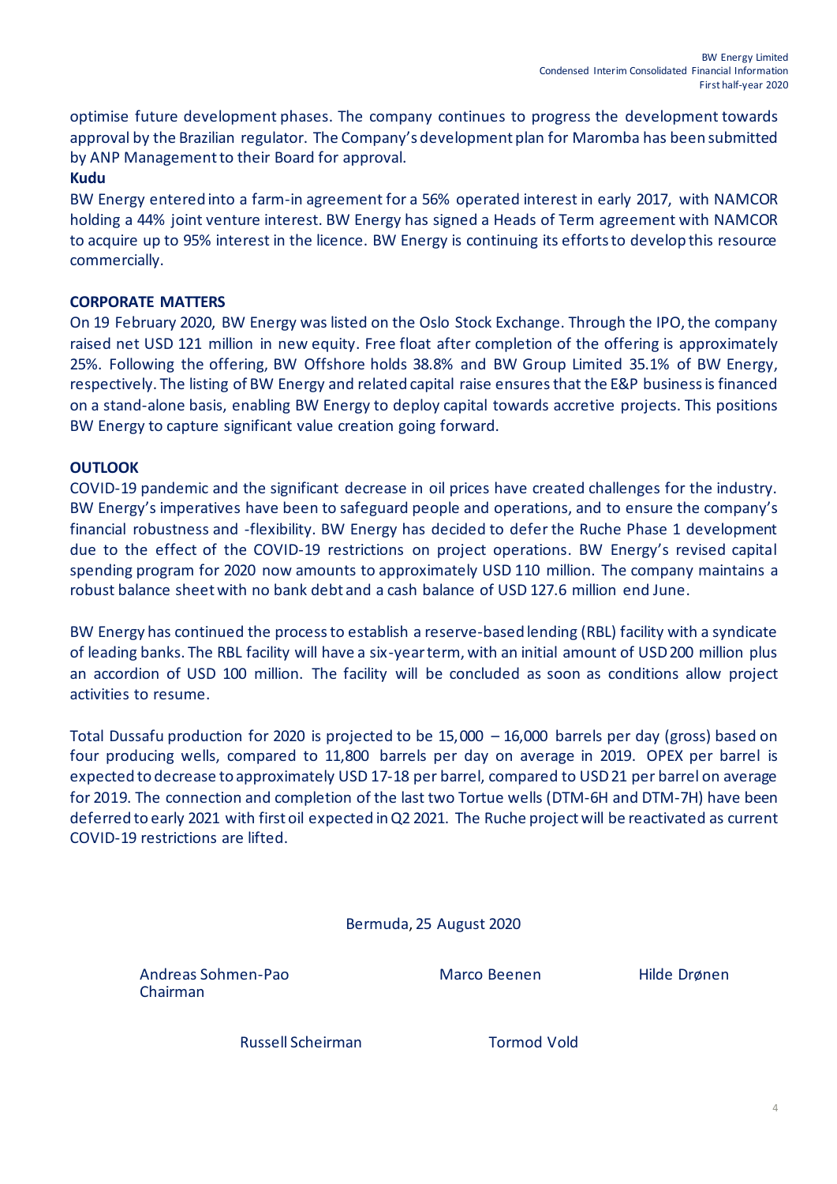optimise future development phases. The company continues to progress the development towards approval by the Brazilian regulator. The Company's development plan for Maromba has been submitted by ANP Management to their Board for approval.

**Kudu**

BW Energy entered into a farm-in agreement for a 56% operated interest in early 2017, with NAMCOR holding a 44% joint venture interest. BW Energy has signed a Heads of Term agreement with NAMCOR to acquire up to 95% interest in the licence. BW Energy is continuing its efforts to develop this resource commercially.

**CORPORATE MATTERS**

On 19 February 2020, BW Energy was listed on the Oslo Stock Exchange. Through the IPO, the company raised net USD 121 million in new equity. Free float after completion of the offering is approximately 25%. Following the offering, BW Offshore holds 38.8% and BW Group Limited 35.1% of BW Energy, respectively. The listing of BW Energy and related capital raise ensures that the E&P business is financed on a stand-alone basis, enabling BW Energy to deploy capital towards accretive projects. This positions BW Energy to capture significant value creation going forward.

**OUTLOOK**

COVID-19 pandemic and the significant decrease in oil prices have created challenges for the industry. BW Energy's imperatives have been to safeguard people and operations, and to ensure the company's financial robustness and -flexibility. BW Energy has decided to defer the Ruche Phase 1 development due to the effect of the COVID-19 restrictions on project operations. BW Energy's revised capital spending program for 2020 now amounts to approximately USD 110 million. The company maintains a robust balance sheet with no bank debt and a cash balance of USD 127.6 million end June.

BW Energy has continued the process to establish a reserve-based lending (RBL) facility with a syndicate of leading banks. The RBL facility will have a six-year term, with an initial amount of USD 200 million plus an accordion of USD 100 million. The facility will be concluded as soon as conditions allow project activities to resume.

Total Dussafu production for 2020 is projected to be 15,000 – 16,000 barrels per day (gross) based on four producing wells, compared to 11,800 barrels per day on average in 2019. OPEX per barrel is expected to decrease to approximately USD 17-18 per barrel, compared to USD 21 per barrel on average for 2019. The connection and completion of the last two Tortue wells (DTM-6H and DTM-7H) have been deferred to early 2021 with first oil expected in Q2 2021. The Ruche project will be reactivated as current COVID-19 restrictions are lifted.

Bermuda, 25 August 2020

Andreas Sohmen-Pao
Chairman

Marco Beenen

Hilde Drønen

Russell Scheirman

Tormod Vold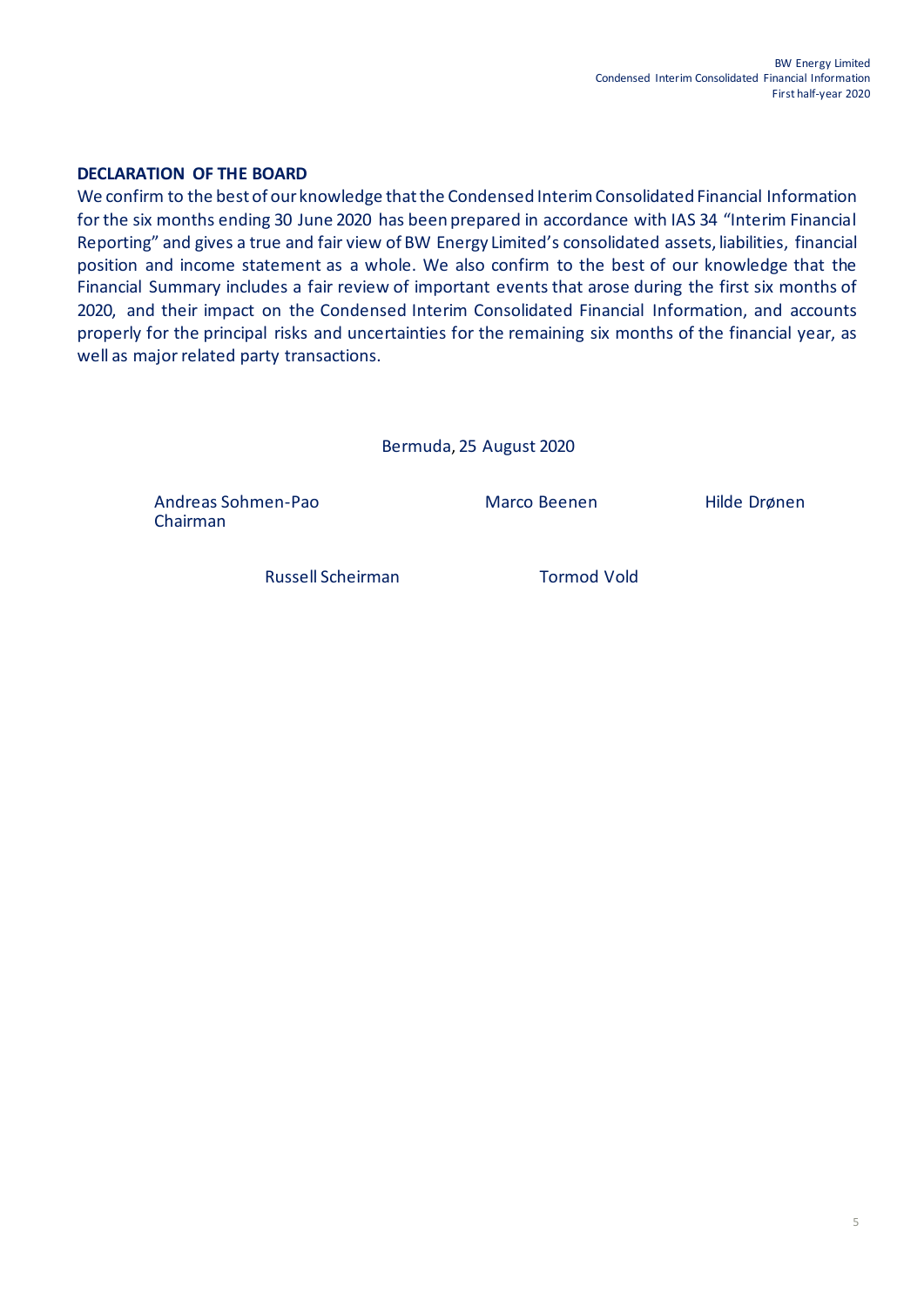## DECLARATION OF THE BOARD

We confirm to the best of our knowledge that the Condensed Interim Consolidated Financial Information for the six months ending 30 June 2020 has been prepared in accordance with IAS 34 "Interim Financial Reporting" and gives a true and fair view of BW Energy Limited's consolidated assets, liabilities, financial position and income statement as a whole. We also confirm to the best of our knowledge that the Financial Summary includes a fair review of important events that arose during the first six months of 2020, and their impact on the Condensed Interim Consolidated Financial Information, and accounts properly for the principal risks and uncertainties for the remaining six months of the financial year, as well as major related party transactions.

Bermuda, 25 August 2020

Andreas Sohmen-Pao
Chairman

Marco Beenen

Hilde Drønen

Russell Scheirman

Tormod Vold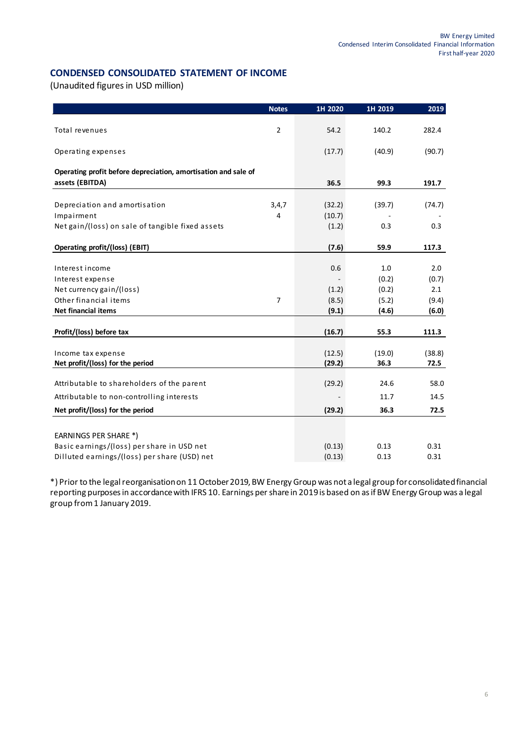## CONDENSED CONSOLIDATED STATEMENT OF INCOME

(Unaudited figures in USD million)

| | Notes | 1H 2020 | 1H 2019 | 2019 |
|---|---|---|---|---|
| Total revenues | 2 | 54.2 | 140.2 | 282.4 |
| Operating expenses | | (17.7) | (40.9) | (90.7) |
| **Operating profit before depreciation, amortisation and sale of assets (EBITDA)** | | **36.5** | **99.3** | **191.7** |
| Depreciation and amortisation | 3,4,7 | (32.2) | (39.7) | (74.7) |
| Impairment | 4 | (10.7) | - | - |
| Net gain/(loss) on sale of tangible fixed assets | | (1.2) | 0.3 | 0.3 |
| **Operating profit/(loss) (EBIT)** | | **(7.6)** | **59.9** | **117.3** |
| Interest income | | 0.6 | 1.0 | 2.0 |
| Interest expense | | - | (0.2) | (0.7) |
| Net currency gain/(loss) | | (1.2) | (0.2) | 2.1 |
| Other financial items | 7 | (8.5) | (5.2) | (9.4) |
| **Net financial items** | | **(9.1)** | **(4.6)** | **(6.0)** |
| **Profit/(loss) before tax** | | **(16.7)** | **55.3** | **111.3** |
| Income tax expense | | (12.5) | (19.0) | (38.8) |
| **Net profit/(loss) for the period** | | **(29.2)** | **36.3** | **72.5** |
| Attributable to shareholders of the parent | | (29.2) | 24.6 | 58.0 |
| Attributable to non-controlling interests | | - | 11.7 | 14.5 |
| **Net profit/(loss) for the period** | | **(29.2)** | **36.3** | **72.5** |
| EARNINGS PER SHARE *) | | | | |
| Basic earnings/(loss) per share in USD net | | (0.13) | 0.13 | 0.31 |
| Dilluted earnings/(loss) per share (USD) net | | (0.13) | 0.13 | 0.31 |

*) Prior to the legal reorganisation on 11 October 2019, BW Energy Group was not a legal group for consolidated financial reporting purposes in accordance with IFRS 10. Earnings per share in 2019 is based on as if BW Energy Group was a legal group from 1 January 2019.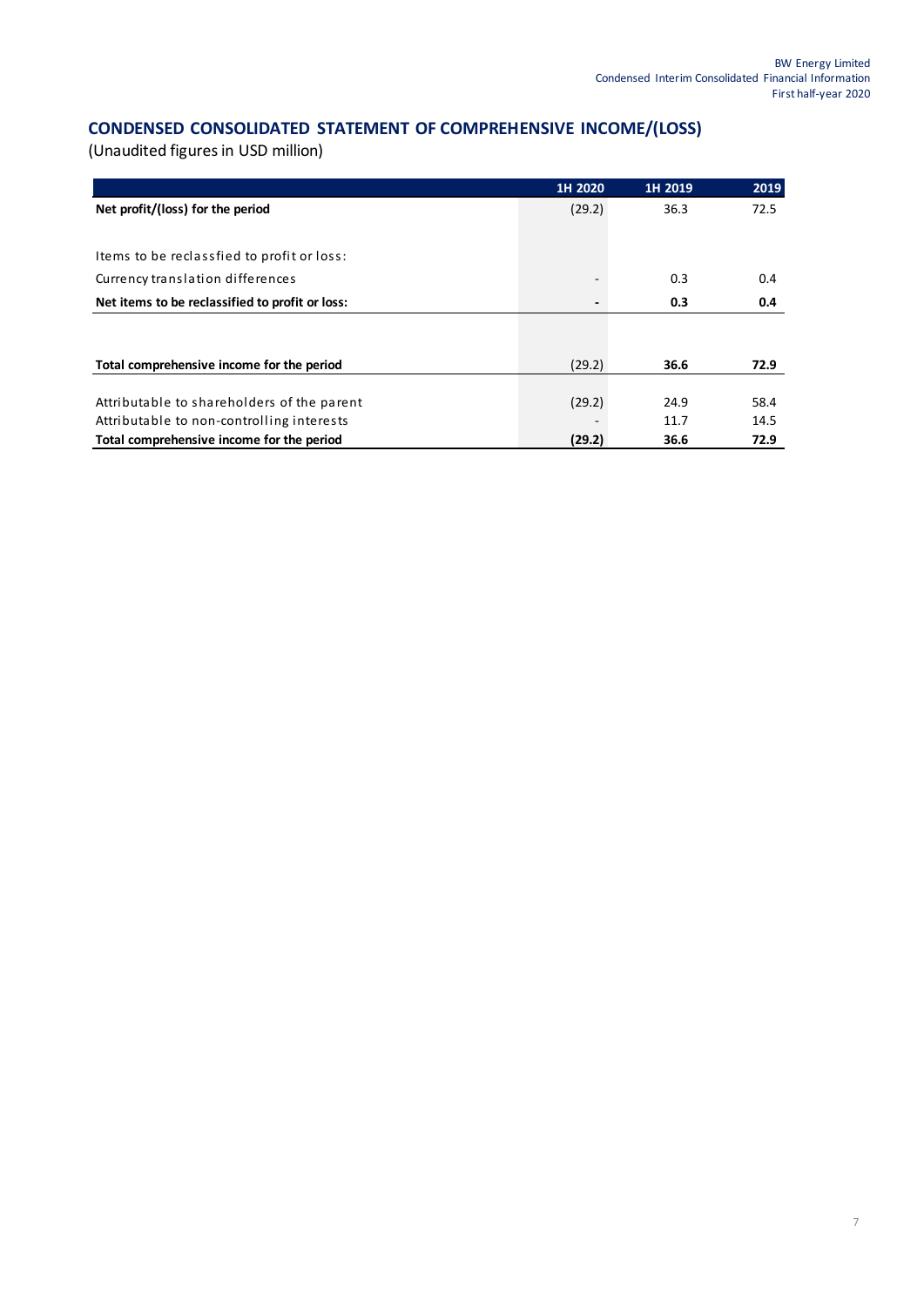## CONDENSED CONSOLIDATED STATEMENT OF COMPREHENSIVE INCOME/(LOSS)

(Unaudited figures in USD million)

| | 1H 2020 | 1H 2019 | 2019 |
|---|---|---|---|
| **Net profit/(loss) for the period** | (29.2) | 36.3 | 72.5 |
| | | | |
| Items to be reclassfied to profit or loss: | | | |
| Currency translation differences | - | 0.3 | 0.4 |
| **Net items to be reclassified to profit or loss:** | **-** | **0.3** | **0.4** |
| | | | |
| **Total comprehensive income for the period** | (29.2) | **36.6** | **72.9** |
| | | | |
| Attributable to shareholders of the parent | (29.2) | 24.9 | 58.4 |
| Attributable to non-controlling interests | - | 11.7 | 14.5 |
| **Total comprehensive income for the period** | **(29.2)** | **36.6** | **72.9** |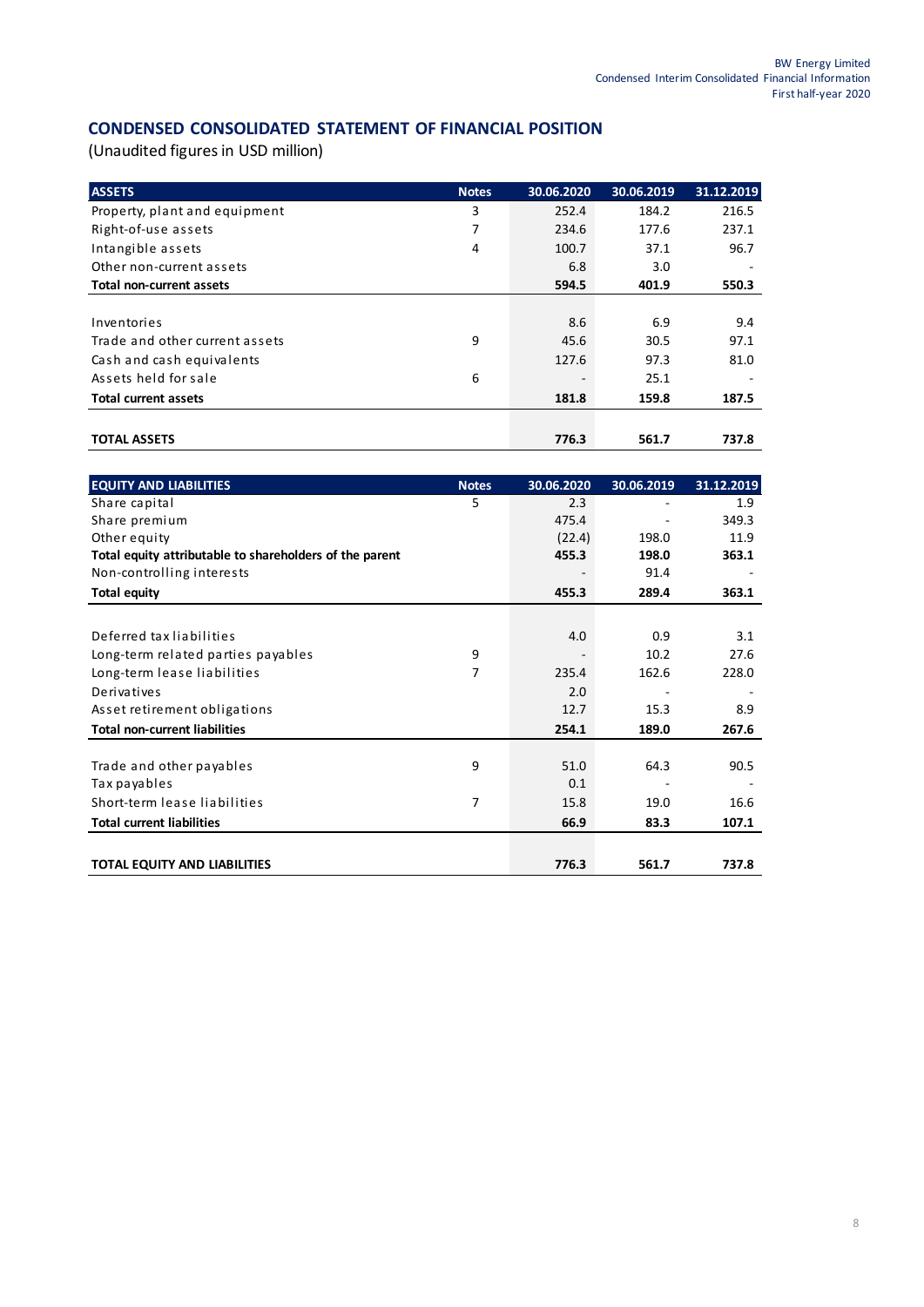## CONDENSED CONSOLIDATED STATEMENT OF FINANCIAL POSITION

(Unaudited figures in USD million)

| ASSETS | Notes | 30.06.2020 | 30.06.2019 | 31.12.2019 |
|---|---|---|---|---|
| Property, plant and equipment | 3 | 252.4 | 184.2 | 216.5 |
| Right-of-use assets | 7 | 234.6 | 177.6 | 237.1 |
| Intangible assets | 4 | 100.7 | 37.1 | 96.7 |
| Other non-current assets | | 6.8 | 3.0 | - |
| **Total non-current assets** | | **594.5** | **401.9** | **550.3** |
| | | | | |
| Inventories | | 8.6 | 6.9 | 9.4 |
| Trade and other current assets | 9 | 45.6 | 30.5 | 97.1 |
| Cash and cash equivalents | | 127.6 | 97.3 | 81.0 |
| Assets held for sale | 6 | - | 25.1 | - |
| **Total current assets** | | **181.8** | **159.8** | **187.5** |
| | | | | |
| **TOTAL ASSETS** | | **776.3** | **561.7** | **737.8** |

| EQUITY AND LIABILITIES | Notes | 30.06.2020 | 30.06.2019 | 31.12.2019 |
|---|---|---|---|---|
| Share capital | 5 | 2.3 | - | 1.9 |
| Share premium | | 475.4 | - | 349.3 |
| Other equity | | (22.4) | 198.0 | 11.9 |
| **Total equity attributable to shareholders of the parent** | | **455.3** | **198.0** | **363.1** |
| Non-controlling interests | | - | 91.4 | - |
| **Total equity** | | **455.3** | **289.4** | **363.1** |
| | | | | |
| Deferred tax liabilities | | 4.0 | 0.9 | 3.1 |
| Long-term related parties payables | 9 | - | 10.2 | 27.6 |
| Long-term lease liabilities | 7 | 235.4 | 162.6 | 228.0 |
| Derivatives | | 2.0 | - | - |
| Asset retirement obligations | | 12.7 | 15.3 | 8.9 |
| **Total non-current liabilities** | | **254.1** | **189.0** | **267.6** |
| | | | | |
| Trade and other payables | 9 | 51.0 | 64.3 | 90.5 |
| Tax payables | | 0.1 | - | - |
| Short-term lease liabilities | 7 | 15.8 | 19.0 | 16.6 |
| **Total current liabilities** | | **66.9** | **83.3** | **107.1** |
| | | | | |
| **TOTAL EQUITY AND LIABILITIES** | | **776.3** | **561.7** | **737.8** |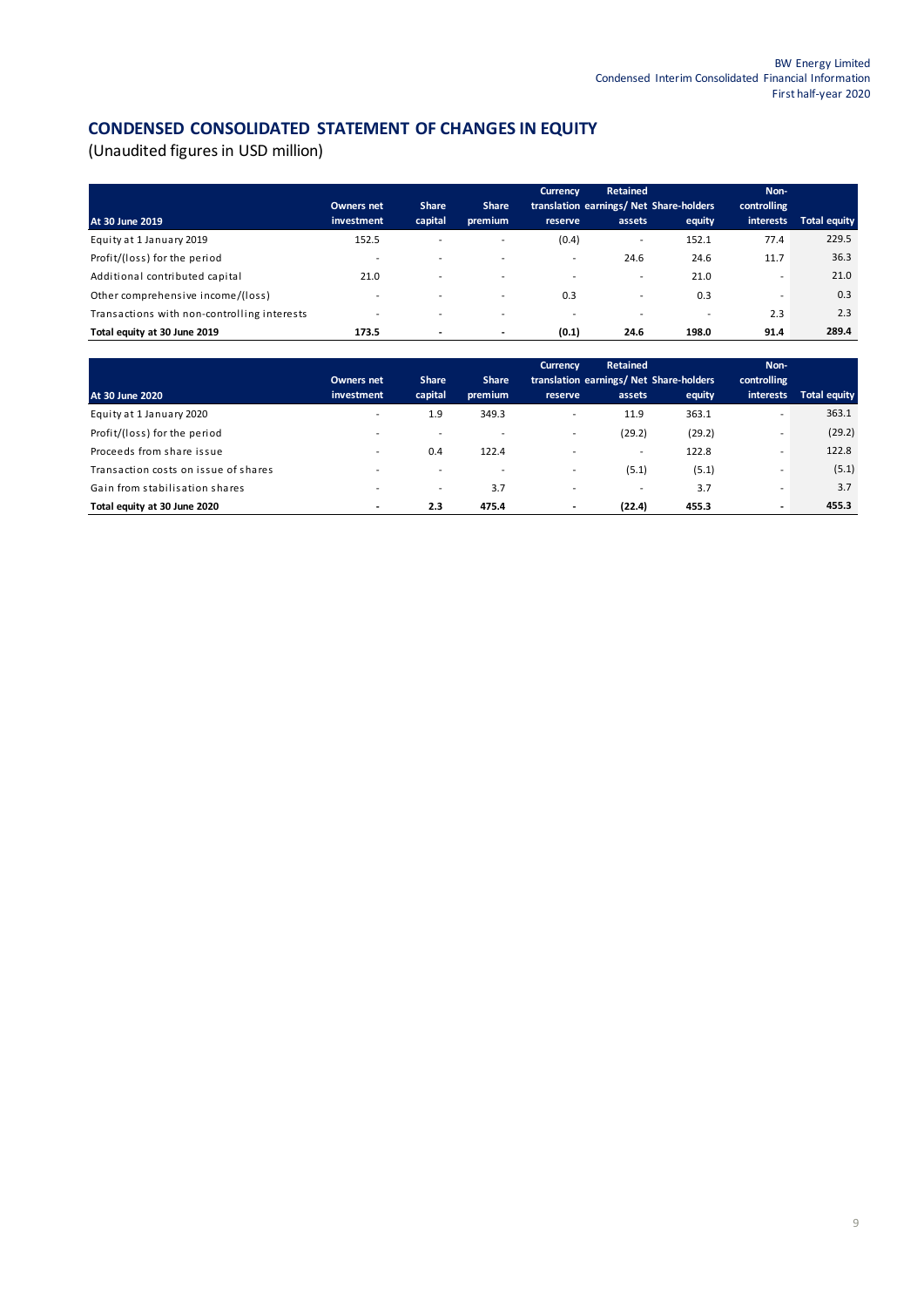## CONDENSED CONSOLIDATED STATEMENT OF CHANGES IN EQUITY

(Unaudited figures in USD million)

| At 30 June 2019 | Owners net investment | Share capital | Share premium | Currency translation reserve | Retained earnings/ Net assets | Share-holders equity | Non-controlling interests | Total equity |
|---|---|---|---|---|---|---|---|---|
| Equity at 1 January 2019 | 152.5 | - | - | (0.4) | - | 152.1 | 77.4 | 229.5 |
| Profit/(loss) for the period | - | - | - | - | 24.6 | 24.6 | 11.7 | 36.3 |
| Additional contributed capital | 21.0 | - | - | - | - | 21.0 | - | 21.0 |
| Other comprehensive income/(loss) | - | - | - | 0.3 | - | 0.3 | - | 0.3 |
| Transactions with non-controlling interests | - | - | - | - | - | - | 2.3 | 2.3 |
| **Total equity at 30 June 2019** | **173.5** | **-** | **-** | **(0.1)** | **24.6** | **198.0** | **91.4** | **289.4** |

| At 30 June 2020 | Owners net investment | Share capital | Share premium | Currency translation reserve | Retained earnings/ Net assets | Share-holders equity | Non-controlling interests | Total equity |
|---|---|---|---|---|---|---|---|---|
| Equity at 1 January 2020 | - | 1.9 | 349.3 | - | 11.9 | 363.1 | - | 363.1 |
| Profit/(loss) for the period | - | - | - | - | (29.2) | (29.2) | - | (29.2) |
| Proceeds from share issue | - | 0.4 | 122.4 | - | - | 122.8 | - | 122.8 |
| Transaction costs on issue of shares | - | - | - | - | (5.1) | (5.1) | - | (5.1) |
| Gain from stabilisation shares | - | - | 3.7 | - | - | 3.7 | - | 3.7 |
| **Total equity at 30 June 2020** | **-** | **2.3** | **475.4** | **-** | **(22.4)** | **455.3** | **-** | **455.3** |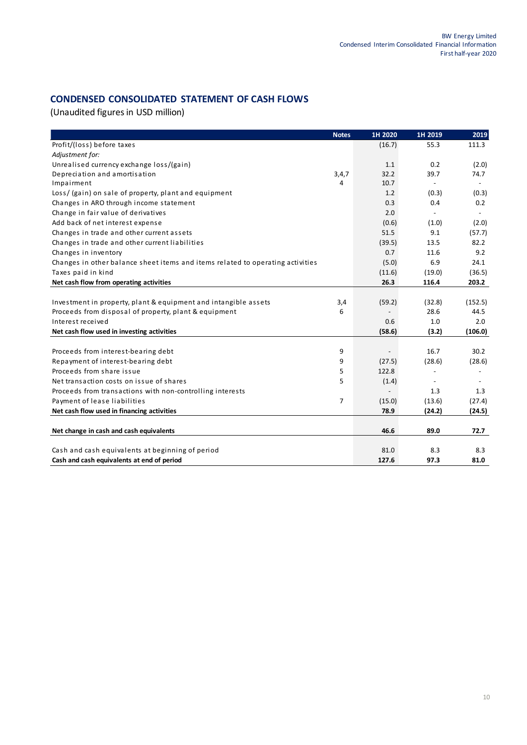## CONDENSED CONSOLIDATED STATEMENT OF CASH FLOWS

(Unaudited figures in USD million)

| | Notes | 1H 2020 | 1H 2019 | 2019 |
|---|---|---|---|---|
| Profit/(loss) before taxes | | (16.7) | 55.3 | 111.3 |
| *Adjustment for:* | | | | |
| Unrealised currency exchange loss/(gain) | | 1.1 | 0.2 | (2.0) |
| Depreciation and amortisation | 3,4,7 | 32.2 | 39.7 | 74.7 |
| Impairment | 4 | 10.7 | - | - |
| Loss/ (gain) on sale of property, plant and equipment | | 1.2 | (0.3) | (0.3) |
| Changes in ARO through income statement | | 0.3 | 0.4 | 0.2 |
| Change in fair value of derivatives | | 2.0 | - | - |
| Add back of net interest expense | | (0.6) | (1.0) | (2.0) |
| Changes in trade and other current assets | | 51.5 | 9.1 | (57.7) |
| Changes in trade and other current liabilities | | (39.5) | 13.5 | 82.2 |
| Changes in inventory | | 0.7 | 11.6 | 9.2 |
| Changes in other balance sheet items and items related to operating activities | | (5.0) | 6.9 | 24.1 |
| Taxes paid in kind | | (11.6) | (19.0) | (36.5) |
| **Net cash flow from operating activities** | | **26.3** | **116.4** | **203.2** |
| | | | | |
| Investment in property, plant & equipment and intangible assets | 3,4 | (59.2) | (32.8) | (152.5) |
| Proceeds from disposal of property, plant & equipment | 6 | - | 28.6 | 44.5 |
| Interest received | | 0.6 | 1.0 | 2.0 |
| **Net cash flow used in investing activities** | | **(58.6)** | **(3.2)** | **(106.0)** |
| | | | | |
| Proceeds from interest-bearing debt | 9 | - | 16.7 | 30.2 |
| Repayment of interest-bearing debt | 9 | (27.5) | (28.6) | (28.6) |
| Proceeds from share issue | 5 | 122.8 | - | - |
| Net transaction costs on issue of shares | 5 | (1.4) | - | - |
| Proceeds from transactions with non-controlling interests | | - | 1.3 | 1.3 |
| Payment of lease liabilities | 7 | (15.0) | (13.6) | (27.4) |
| **Net cash flow used in financing activities** | | **78.9** | **(24.2)** | **(24.5)** |
| | | | | |
| **Net change in cash and cash equivalents** | | **46.6** | **89.0** | **72.7** |
| | | | | |
| Cash and cash equivalents at beginning of period | | 81.0 | 8.3 | 8.3 |
| **Cash and cash equivalents at end of period** | | **127.6** | **97.3** | **81.0** |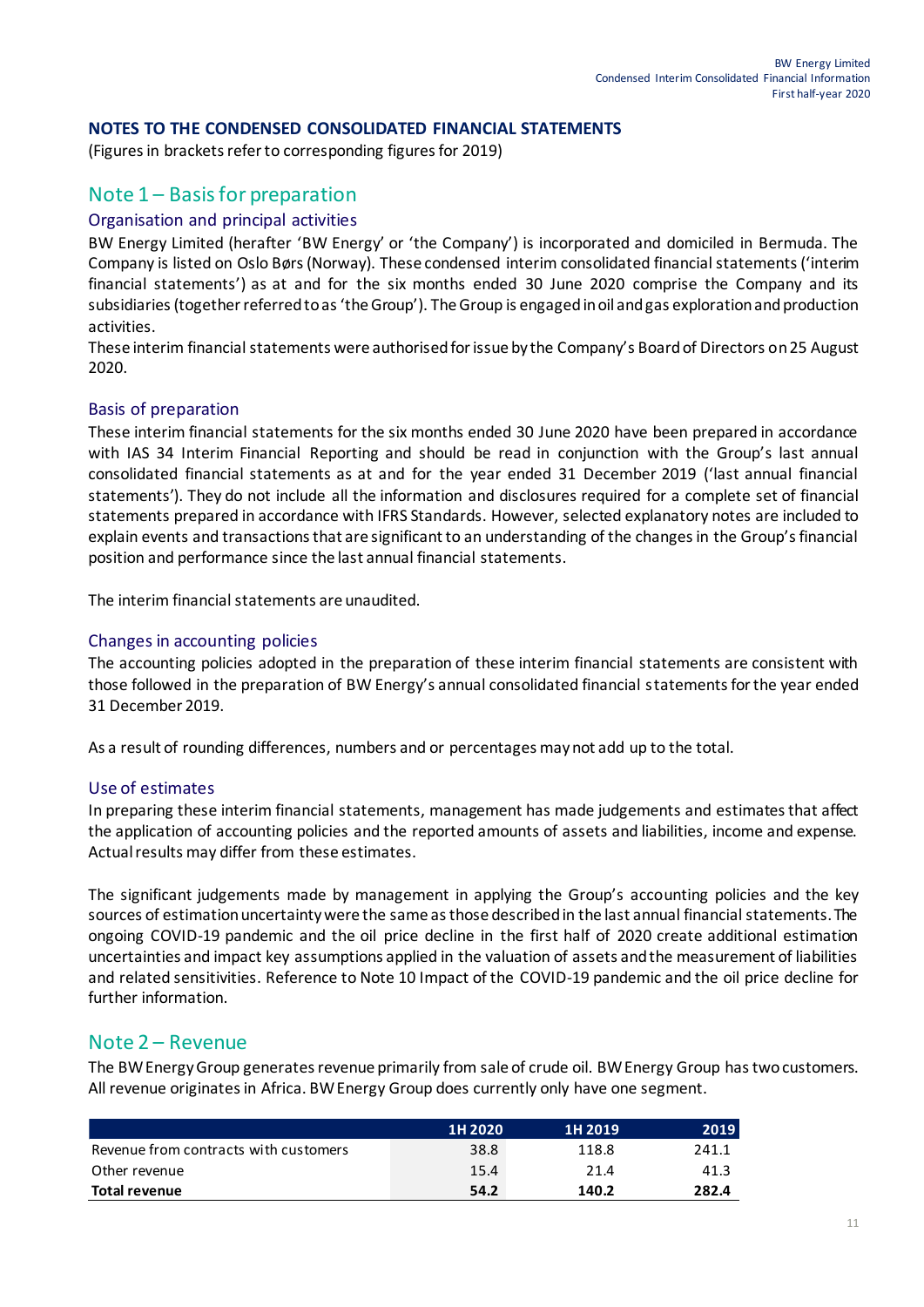## NOTES TO THE CONDENSED CONSOLIDATED FINANCIAL STATEMENTS

(Figures in brackets refer to corresponding figures for 2019)

## Note 1 – Basis for preparation

### Organisation and principal activities

BW Energy Limited (herafter 'BW Energy' or 'the Company') is incorporated and domiciled in Bermuda. The Company is listed on Oslo Børs (Norway). These condensed interim consolidated financial statements ('interim financial statements') as at and for the six months ended 30 June 2020 comprise the Company and its subsidiaries (together referred to as 'the Group'). The Group is engaged in oil and gas exploration and production activities.

These interim financial statements were authorised for issue by the Company's Board of Directors on 25 August 2020.

### Basis of preparation

These interim financial statements for the six months ended 30 June 2020 have been prepared in accordance with IAS 34 Interim Financial Reporting and should be read in conjunction with the Group's last annual consolidated financial statements as at and for the year ended 31 December 2019 ('last annual financial statements'). They do not include all the information and disclosures required for a complete set of financial statements prepared in accordance with IFRS Standards. However, selected explanatory notes are included to explain events and transactions that are significant to an understanding of the changes in the Group's financial position and performance since the last annual financial statements.

The interim financial statements are unaudited.

### Changes in accounting policies

The accounting policies adopted in the preparation of these interim financial statements are consistent with those followed in the preparation of BW Energy's annual consolidated financial statements for the year ended 31 December 2019.

As a result of rounding differences, numbers and or percentages may not add up to the total.

### Use of estimates

In preparing these interim financial statements, management has made judgements and estimates that affect the application of accounting policies and the reported amounts of assets and liabilities, income and expense. Actual results may differ from these estimates.

The significant judgements made by management in applying the Group's accounting policies and the key sources of estimation uncertainty were the same as those described in the last annual financial statements. The ongoing COVID-19 pandemic and the oil price decline in the first half of 2020 create additional estimation uncertainties and impact key assumptions applied in the valuation of assets and the measurement of liabilities and related sensitivities. Reference to Note 10 Impact of the COVID-19 pandemic and the oil price decline for further information.

## Note 2 – Revenue

The BW Energy Group generates revenue primarily from sale of crude oil. BW Energy Group has two customers. All revenue originates in Africa. BW Energy Group does currently only have one segment.

| | 1H 2020 | 1H 2019 | 2019 |
|---|---|---|---|
| Revenue from contracts with customers | 38.8 | 118.8 | 241.1 |
| Other revenue | 15.4 | 21.4 | 41.3 |
| **Total revenue** | **54.2** | **140.2** | **282.4** |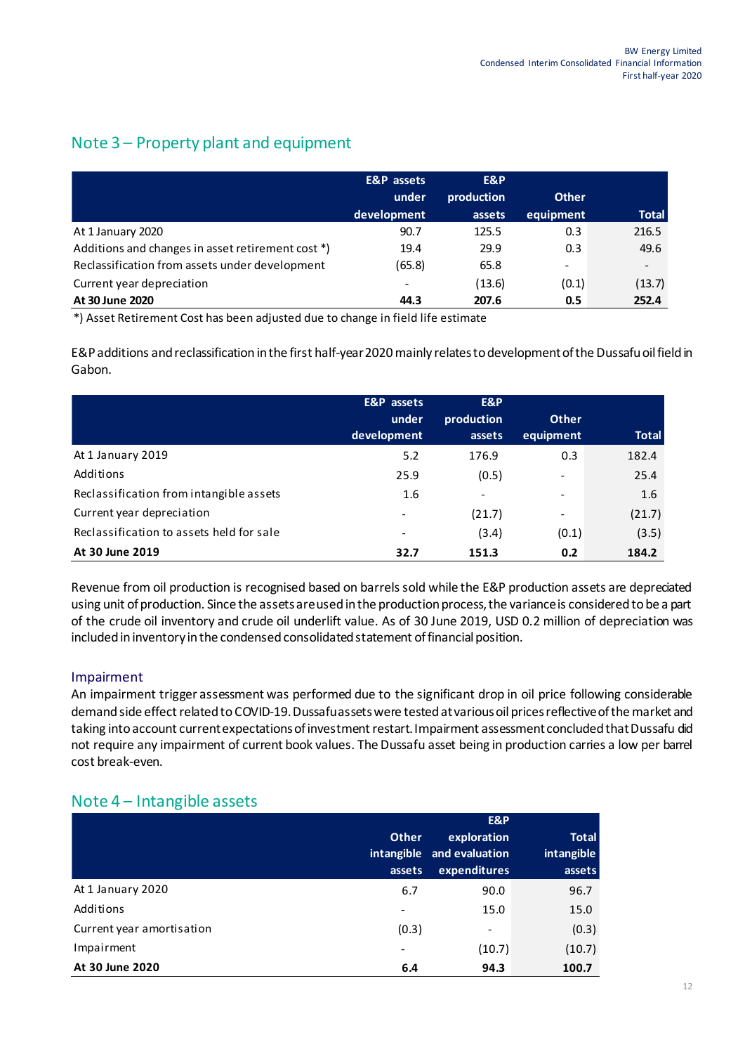## Note 3 – Property plant and equipment

| | E&P assets under development | E&P production assets | Other equipment | Total |
|---|---|---|---|---|
| At 1 January 2020 | 90.7 | 125.5 | 0.3 | 216.5 |
| Additions and changes in asset retirement cost *) | 19.4 | 29.9 | 0.3 | 49.6 |
| Reclassification from assets under development | (65.8) | 65.8 | - | - |
| Current year depreciation | - | (13.6) | (0.1) | (13.7) |
| **At 30 June 2020** | **44.3** | **207.6** | **0.5** | **252.4** |

*) Asset Retirement Cost has been adjusted due to change in field life estimate

E&P additions and reclassification in the first half-year 2020 mainly relates to development of the Dussafu oil field in Gabon.

| | E&P assets under development | E&P production assets | Other equipment | Total |
|---|---|---|---|---|
| At 1 January 2019 | 5.2 | 176.9 | 0.3 | 182.4 |
| Additions | 25.9 | (0.5) | - | 25.4 |
| Reclassification from intangible assets | 1.6 | - | - | 1.6 |
| Current year depreciation | - | (21.7) | - | (21.7) |
| Reclassification to assets held for sale | - | (3.4) | (0.1) | (3.5) |
| **At 30 June 2019** | **32.7** | **151.3** | **0.2** | **184.2** |

Revenue from oil production is recognised based on barrels sold while the E&P production assets are depreciated using unit of production. Since the assets are used in the production process, the variance is considered to be a part of the crude oil inventory and crude oil underlift value. As of 30 June 2019, USD 0.2 million of depreciation was included in inventory in the condensed consolidated statement of financial position.

### Impairment

An impairment trigger assessment was performed due to the significant drop in oil price following considerable demand side effect related to COVID-19. Dussafu assets were tested at various oil prices reflective of the market and taking into account current expectations of investment restart. Impairment assessment concluded that Dussafu did not require any impairment of current book values. The Dussafu asset being in production carries a low per barrel cost break-even.

## Note 4 – Intangible assets

| | Other intangible assets | E&P exploration and evaluation expenditures | Total intangible assets |
|---|---|---|---|
| At 1 January 2020 | 6.7 | 90.0 | 96.7 |
| Additions | - | 15.0 | 15.0 |
| Current year amortisation | (0.3) | - | (0.3) |
| Impairment | - | (10.7) | (10.7) |
| **At 30 June 2020** | **6.4** | **94.3** | **100.7** |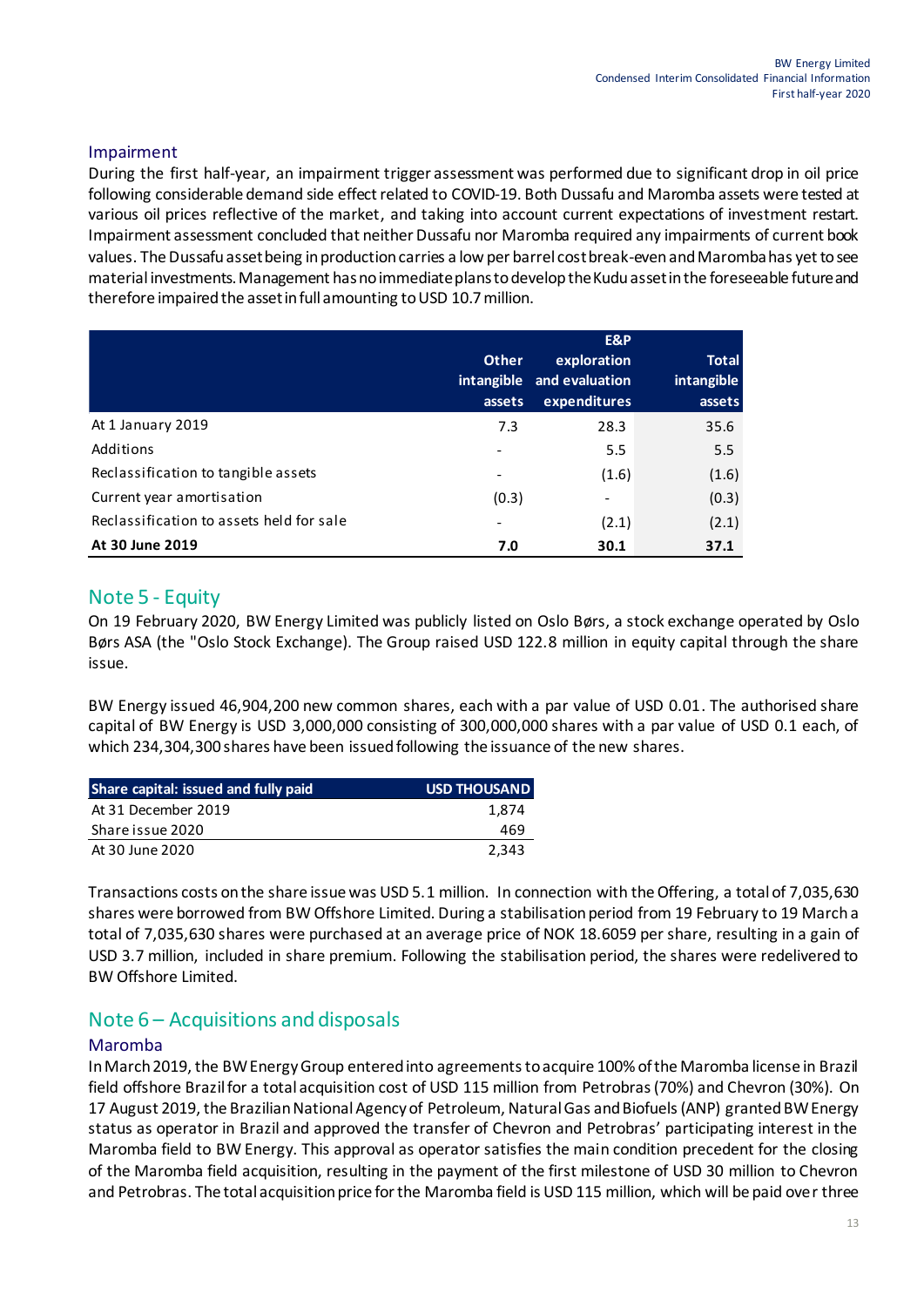### Impairment

During the first half-year, an impairment trigger assessment was performed due to significant drop in oil price following considerable demand side effect related to COVID-19. Both Dussafu and Maromba assets were tested at various oil prices reflective of the market, and taking into account current expectations of investment restart. Impairment assessment concluded that neither Dussafu nor Maromba required any impairments of current book values. The Dussafu asset being in production carries a low per barrel cost break-even and Maromba has yet to see material investments. Management has no immediate plans to develop the Kudu asset in the foreseeable future and therefore impaired the asset in full amounting to USD 10.7 million.

| | Other intangible assets | E&P exploration and evaluation expenditures | Total intangible assets |
|---|---|---|---|
| At 1 January 2019 | 7.3 | 28.3 | 35.6 |
| Additions | - | 5.5 | 5.5 |
| Reclassification to tangible assets | - | (1.6) | (1.6) |
| Current year amortisation | (0.3) | - | (0.3) |
| Reclassification to assets held for sale | - | (2.1) | (2.1) |
| **At 30 June 2019** | **7.0** | **30.1** | **37.1** |

## Note 5 - Equity

On 19 February 2020, BW Energy Limited was publicly listed on Oslo Børs, a stock exchange operated by Oslo Børs ASA (the "Oslo Stock Exchange). The Group raised USD 122.8 million in equity capital through the share issue.

BW Energy issued 46,904,200 new common shares, each with a par value of USD 0.01. The authorised share capital of BW Energy is USD 3,000,000 consisting of 300,000,000 shares with a par value of USD 0.1 each, of which 234,304,300 shares have been issued following the issuance of the new shares.

| Share capital: issued and fully paid | USD THOUSAND |
|---|---|
| At 31 December 2019 | 1,874 |
| Share issue 2020 | 469 |
| At 30 June 2020 | 2,343 |

Transactions costs on the share issue was USD 5.1 million. In connection with the Offering, a total of 7,035,630 shares were borrowed from BW Offshore Limited. During a stabilisation period from 19 February to 19 March a total of 7,035,630 shares were purchased at an average price of NOK 18.6059 per share, resulting in a gain of USD 3.7 million, included in share premium. Following the stabilisation period, the shares were redelivered to BW Offshore Limited.

## Note 6 – Acquisitions and disposals

### Maromba

In March 2019, the BW Energy Group entered into agreements to acquire 100% of the Maromba license in Brazil field offshore Brazil for a total acquisition cost of USD 115 million from Petrobras (70%) and Chevron (30%). On 17 August 2019, the Brazilian National Agency of Petroleum, Natural Gas and Biofuels (ANP) granted BW Energy status as operator in Brazil and approved the transfer of Chevron and Petrobras' participating interest in the Maromba field to BW Energy. This approval as operator satisfies the main condition precedent for the closing of the Maromba field acquisition, resulting in the payment of the first milestone of USD 30 million to Chevron and Petrobras. The total acquisition price for the Maromba field is USD 115 million, which will be paid over three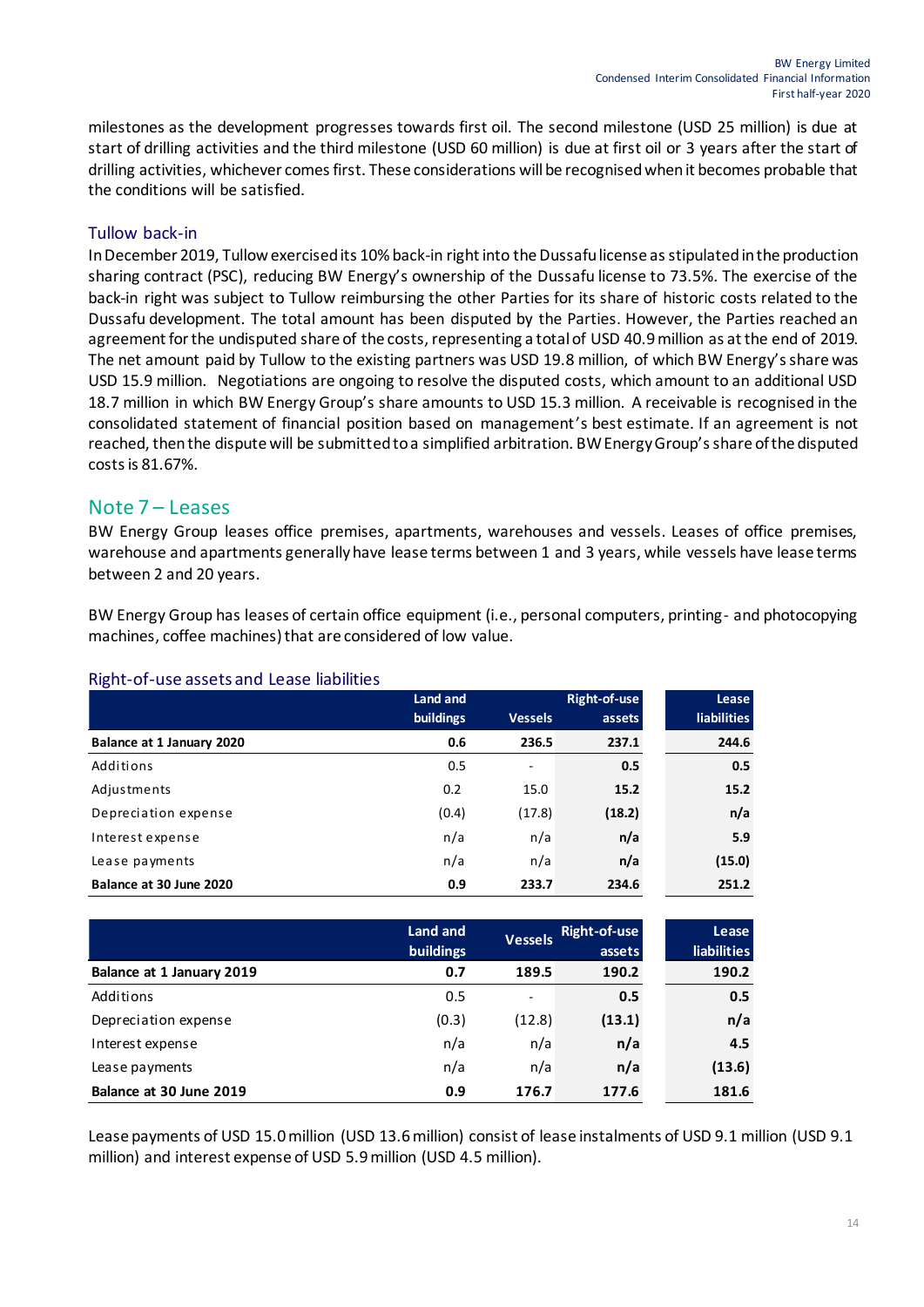milestones as the development progresses towards first oil. The second milestone (USD 25 million) is due at start of drilling activities and the third milestone (USD 60 million) is due at first oil or 3 years after the start of drilling activities, whichever comes first. These considerations will be recognised when it becomes probable that the conditions will be satisfied.

### Tullow back-in

In December 2019, Tullow exercised its 10% back-in right into the Dussafu license as stipulated in the production sharing contract (PSC), reducing BW Energy's ownership of the Dussafu license to 73.5%. The exercise of the back-in right was subject to Tullow reimbursing the other Parties for its share of historic costs related to the Dussafu development. The total amount has been disputed by the Parties. However, the Parties reached an agreement for the undisputed share of the costs, representing a total of USD 40.9 million as at the end of 2019. The net amount paid by Tullow to the existing partners was USD 19.8 million, of which BW Energy's share was USD 15.9 million. Negotiations are ongoing to resolve the disputed costs, which amount to an additional USD 18.7 million in which BW Energy Group's share amounts to USD 15.3 million. A receivable is recognised in the consolidated statement of financial position based on management's best estimate. If an agreement is not reached, then the dispute will be submitted to a simplified arbitration. BW Energy Group's share of the disputed costs is 81.67%.

## Note 7 – Leases

BW Energy Group leases office premises, apartments, warehouses and vessels. Leases of office premises, warehouse and apartments generally have lease terms between 1 and 3 years, while vessels have lease terms between 2 and 20 years.

BW Energy Group has leases of certain office equipment (i.e., personal computers, printing- and photocopying machines, coffee machines) that are considered of low value.

### Right-of-use assets and Lease liabilities

| | Land and buildings | Vessels | Right-of-use assets | Lease liabilities |
|---|---|---|---|---|
| **Balance at 1 January 2020** | **0.6** | **236.5** | **237.1** | **244.6** |
| Additions | 0.5 | - | **0.5** | **0.5** |
| Adjustments | 0.2 | 15.0 | **15.2** | **15.2** |
| Depreciation expense | (0.4) | (17.8) | **(18.2)** | **n/a** |
| Interest expense | n/a | n/a | **n/a** | **5.9** |
| Lease payments | n/a | n/a | **n/a** | **(15.0)** |
| **Balance at 30 June 2020** | **0.9** | **233.7** | **234.6** | **251.2** |

| | Land and buildings | Vessels | Right-of-use assets | Lease liabilities |
|---|---|---|---|---|
| **Balance at 1 January 2019** | **0.7** | **189.5** | **190.2** | **190.2** |
| Additions | 0.5 | - | **0.5** | **0.5** |
| Depreciation expense | (0.3) | (12.8) | **(13.1)** | **n/a** |
| Interest expense | n/a | n/a | **n/a** | **4.5** |
| Lease payments | n/a | n/a | **n/a** | **(13.6)** |
| **Balance at 30 June 2019** | **0.9** | **176.7** | **177.6** | **181.6** |

Lease payments of USD 15.0 million (USD 13.6 million) consist of lease instalments of USD 9.1 million (USD 9.1 million) and interest expense of USD 5.9 million (USD 4.5 million).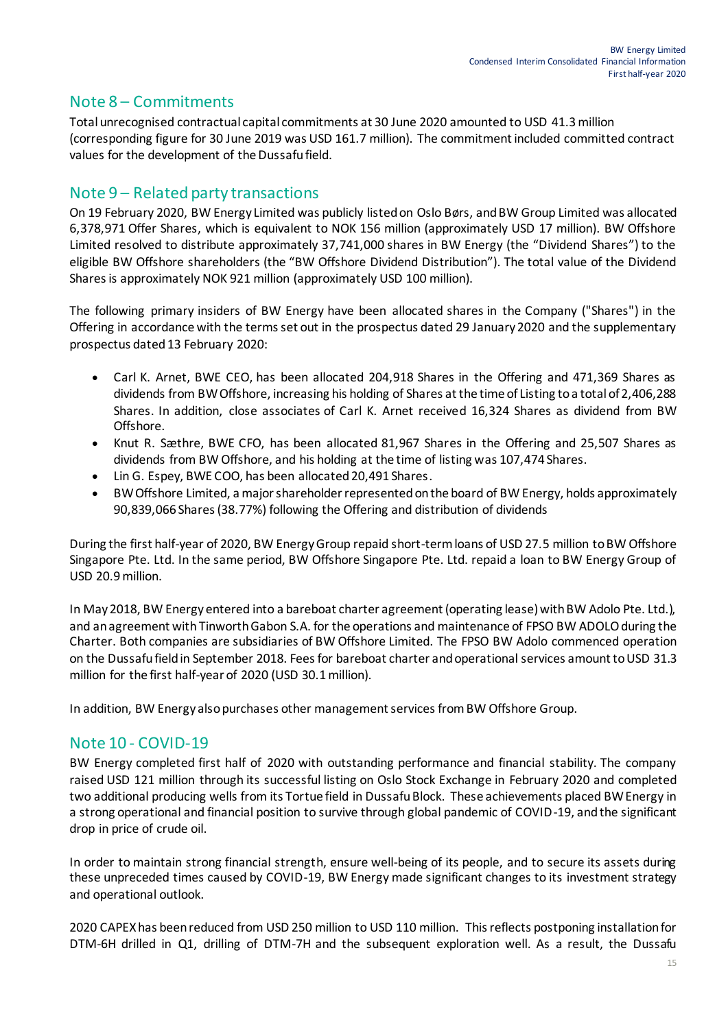## Note 8 – Commitments

Total unrecognised contractual capital commitments at 30 June 2020 amounted to USD 41.3 million (corresponding figure for 30 June 2019 was USD 161.7 million). The commitment included committed contract values for the development of the Dussafu field.

## Note 9 – Related party transactions

On 19 February 2020, BW Energy Limited was publicly listed on Oslo Børs, and BW Group Limited was allocated 6,378,971 Offer Shares, which is equivalent to NOK 156 million (approximately USD 17 million). BW Offshore Limited resolved to distribute approximately 37,741,000 shares in BW Energy (the "Dividend Shares") to the eligible BW Offshore shareholders (the "BW Offshore Dividend Distribution"). The total value of the Dividend Shares is approximately NOK 921 million (approximately USD 100 million).

The following primary insiders of BW Energy have been allocated shares in the Company ("Shares") in the Offering in accordance with the terms set out in the prospectus dated 29 January 2020 and the supplementary prospectus dated 13 February 2020:

- Carl K. Arnet, BWE CEO, has been allocated 204,918 Shares in the Offering and 471,369 Shares as dividends from BW Offshore, increasing his holding of Shares at the time of Listing to a total of 2,406,288 Shares. In addition, close associates of Carl K. Arnet received 16,324 Shares as dividend from BW Offshore.
- Knut R. Sæthre, BWE CFO, has been allocated 81,967 Shares in the Offering and 25,507 Shares as dividends from BW Offshore, and his holding at the time of listing was 107,474 Shares.
- Lin G. Espey, BWE COO, has been allocated 20,491 Shares.
- BW Offshore Limited, a major shareholder represented on the board of BW Energy, holds approximately 90,839,066 Shares (38.77%) following the Offering and distribution of dividends

During the first half-year of 2020, BW Energy Group repaid short-term loans of USD 27.5 million to BW Offshore Singapore Pte. Ltd. In the same period, BW Offshore Singapore Pte. Ltd. repaid a loan to BW Energy Group of USD 20.9 million.

In May 2018, BW Energy entered into a bareboat charter agreement (operating lease) with BW Adolo Pte. Ltd.), and an agreement with Tinworth Gabon S.A. for the operations and maintenance of FPSO BW ADOLO during the Charter. Both companies are subsidiaries of BW Offshore Limited. The FPSO BW Adolo commenced operation on the Dussafu field in September 2018. Fees for bareboat charter and operational services amount to USD 31.3 million for the first half-year of 2020 (USD 30.1 million).

In addition, BW Energy also purchases other management services from BW Offshore Group.

## Note 10 - COVID-19

BW Energy completed first half of 2020 with outstanding performance and financial stability. The company raised USD 121 million through its successful listing on Oslo Stock Exchange in February 2020 and completed two additional producing wells from its Tortue field in Dussafu Block. These achievements placed BW Energy in a strong operational and financial position to survive through global pandemic of COVID-19, and the significant drop in price of crude oil.

In order to maintain strong financial strength, ensure well-being of its people, and to secure its assets during these unpreceded times caused by COVID-19, BW Energy made significant changes to its investment strategy and operational outlook.

2020 CAPEX has been reduced from USD 250 million to USD 110 million. This reflects postponing installation for DTM-6H drilled in Q1, drilling of DTM-7H and the subsequent exploration well. As a result, the Dussafu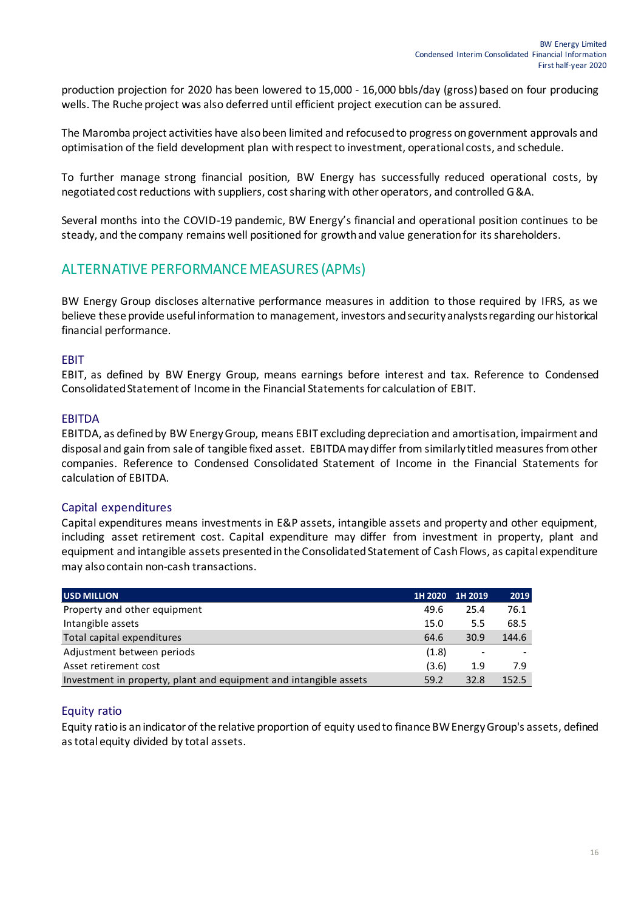production projection for 2020 has been lowered to 15,000 - 16,000 bbls/day (gross) based on four producing wells. The Ruche project was also deferred until efficient project execution can be assured.

The Maromba project activities have also been limited and refocused to progress on government approvals and optimisation of the field development plan with respect to investment, operational costs, and schedule.

To further manage strong financial position, BW Energy has successfully reduced operational costs, by negotiated cost reductions with suppliers, cost sharing with other operators, and controlled G&A.

Several months into the COVID-19 pandemic, BW Energy's financial and operational position continues to be steady, and the company remains well positioned for growth and value generation for its shareholders.

## ALTERNATIVE PERFORMANCE MEASURES (APMs)

BW Energy Group discloses alternative performance measures in addition to those required by IFRS, as we believe these provide useful information to management, investors and security analysts regarding our historical financial performance.

### EBIT

EBIT, as defined by BW Energy Group, means earnings before interest and tax. Reference to Condensed Consolidated Statement of Income in the Financial Statements for calculation of EBIT.

### EBITDA

EBITDA, as defined by BW Energy Group, means EBIT excluding depreciation and amortisation, impairment and disposal and gain from sale of tangible fixed asset. EBITDA may differ from similarly titled measures from other companies. Reference to Condensed Consolidated Statement of Income in the Financial Statements for calculation of EBITDA.

### Capital expenditures

Capital expenditures means investments in E&P assets, intangible assets and property and other equipment, including asset retirement cost. Capital expenditure may differ from investment in property, plant and equipment and intangible assets presented in the Consolidated Statement of Cash Flows, as capital expenditure may also contain non-cash transactions.

| USD MILLION | 1H 2020 | 1H 2019 | 2019 |
|---|---|---|---|
| Property and other equipment | 49.6 | 25.4 | 76.1 |
| Intangible assets | 15.0 | 5.5 | 68.5 |
| Total capital expenditures | 64.6 | 30.9 | 144.6 |
| Adjustment between periods | (1.8) | - | - |
| Asset retirement cost | (3.6) | 1.9 | 7.9 |
| Investment in property, plant and equipment and intangible assets | 59.2 | 32.8 | 152.5 |

### Equity ratio

Equity ratio is an indicator of the relative proportion of equity used to finance BW Energy Group's assets, defined as total equity divided by total assets.